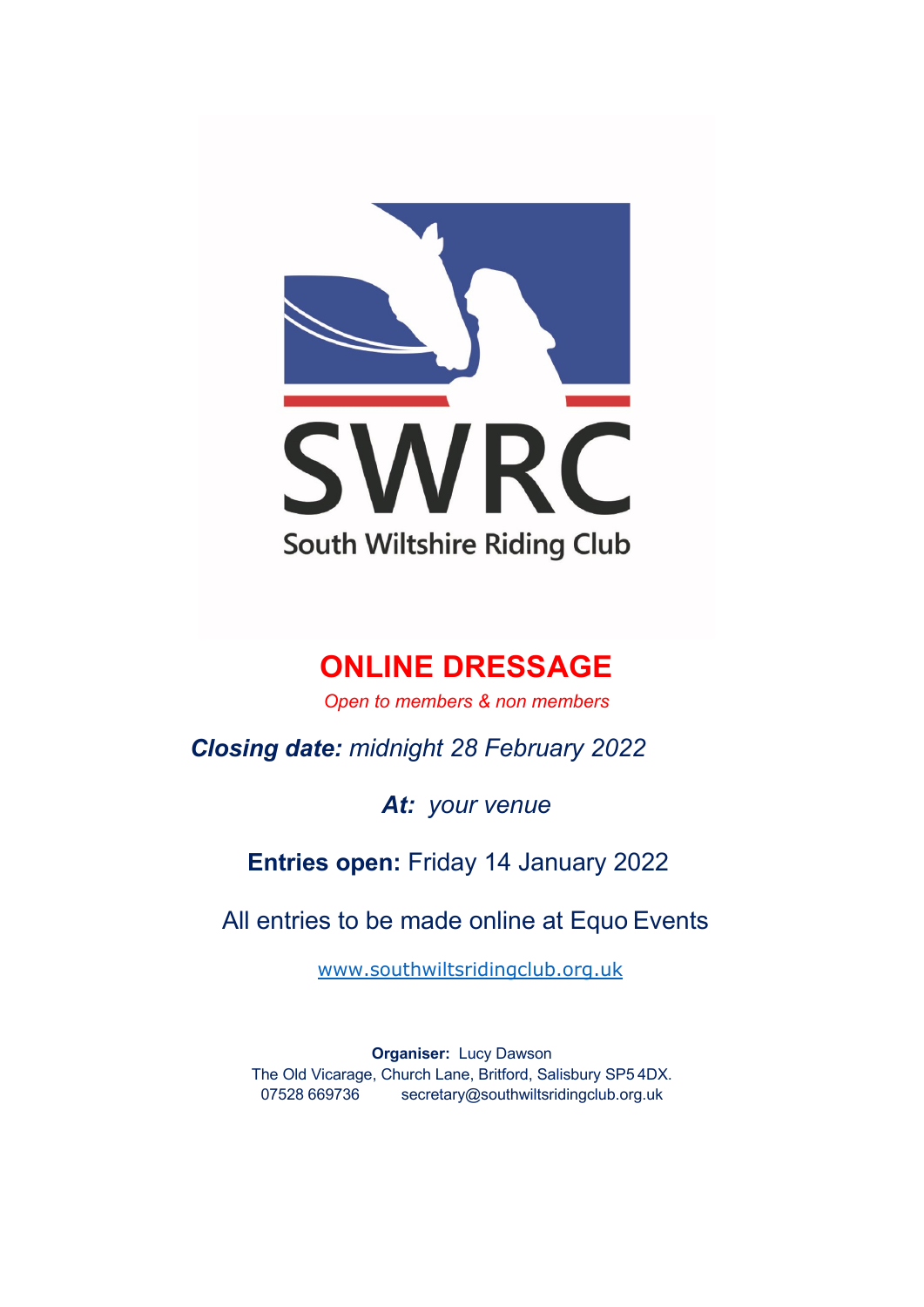SWRC

South Wiltshire Riding Club

# ONLINE DRESSAGE

*Open to members & non members*

***Closing date:*** *midnight 28 February 2022*

***At:*** *your venue*

**Entries open:** Friday 14 January 2022

All entries to be made online at Equo Events

www.southwiltsridingclub.org.uk

**Organiser:** Lucy Dawson
The Old Vicarage, Church Lane, Britford, Salisbury SP5 4DX.
07528 669736 secretary@southwiltsridingclub.org.uk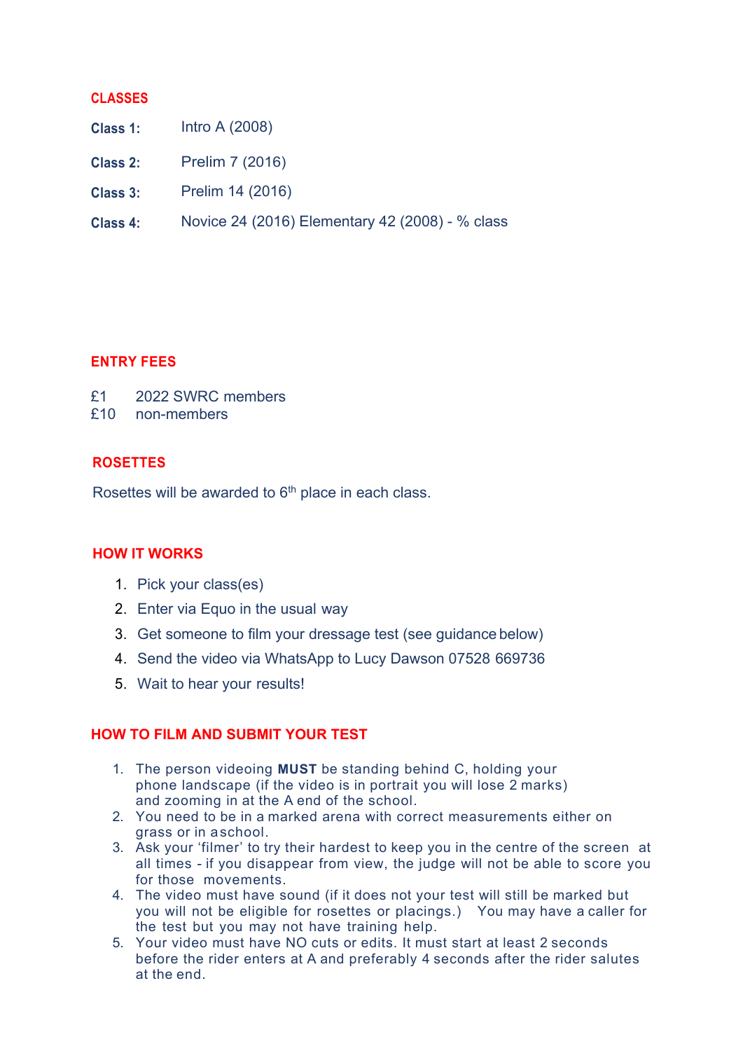## CLASSES

**Class 1:** Intro A (2008)

**Class 2:** Prelim 7 (2016)

**Class 3:** Prelim 14 (2016)

**Class 4:** Novice 24 (2016) Elementary 42 (2008) - % class

## ENTRY FEES

£1 2022 SWRC members
£10 non-members

## ROSETTES

Rosettes will be awarded to 6th place in each class.

## HOW IT WORKS

1. Pick your class(es)
2. Enter via Equo in the usual way
3. Get someone to film your dressage test (see guidance below)
4. Send the video via WhatsApp to Lucy Dawson 07528 669736
5. Wait to hear your results!

## HOW TO FILM AND SUBMIT YOUR TEST

1. The person videoing **MUST** be standing behind C, holding your phone landscape (if the video is in portrait you will lose 2 marks) and zooming in at the A end of the school.
2. You need to be in a marked arena with correct measurements either on grass or in a school.
3. Ask your 'filmer' to try their hardest to keep you in the centre of the screen at all times - if you disappear from view, the judge will not be able to score you for those movements.
4. The video must have sound (if it does not your test will still be marked but you will not be eligible for rosettes or placings.) You may have a caller for the test but you may not have training help.
5. Your video must have NO cuts or edits. It must start at least 2 seconds before the rider enters at A and preferably 4 seconds after the rider salutes at the end.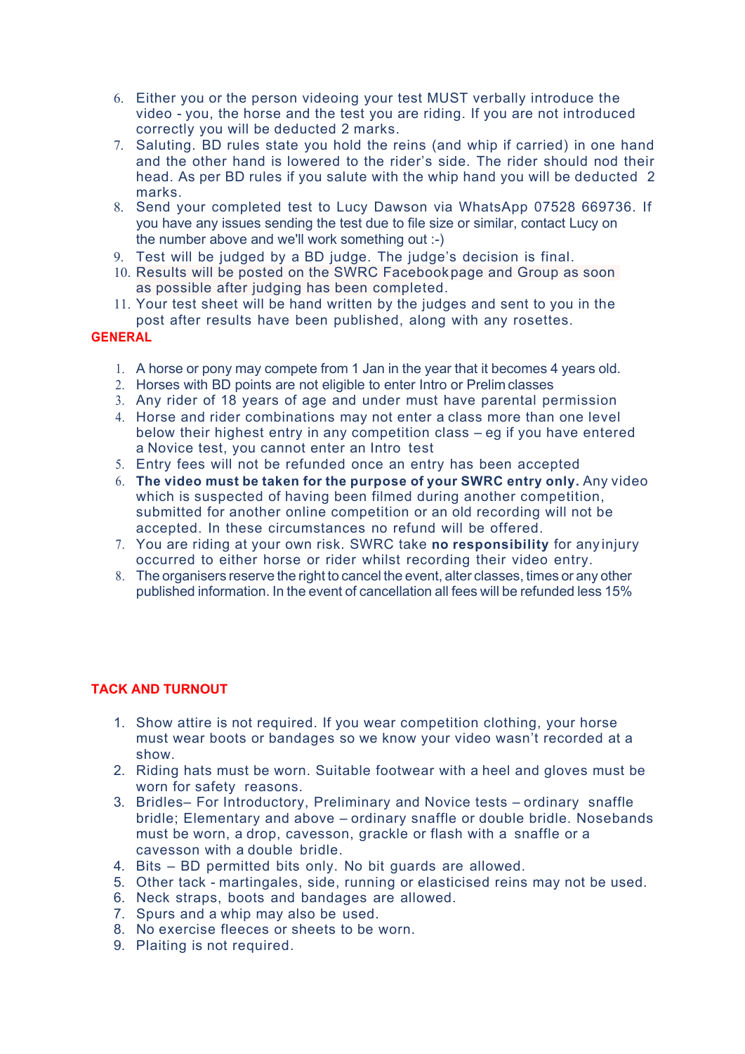6. Either you or the person videoing your test MUST verbally introduce the video - you, the horse and the test you are riding. If you are not introduced correctly you will be deducted 2 marks.
7. Saluting. BD rules state you hold the reins (and whip if carried) in one hand and the other hand is lowered to the rider's side. The rider should nod their head. As per BD rules if you salute with the whip hand you will be deducted 2 marks.
8. Send your completed test to Lucy Dawson via WhatsApp 07528 669736. If you have any issues sending the test due to file size or similar, contact Lucy on the number above and we'll work something out :-)
9. Test will be judged by a BD judge. The judge's decision is final.
10. Results will be posted on the SWRC Facebook page and Group as soon as possible after judging has been completed.
11. Your test sheet will be hand written by the judges and sent to you in the post after results have been published, along with any rosettes.

## GENERAL

1. A horse or pony may compete from 1 Jan in the year that it becomes 4 years old.
2. Horses with BD points are not eligible to enter Intro or Prelim classes
3. Any rider of 18 years of age and under must have parental permission
4. Horse and rider combinations may not enter a class more than one level below their highest entry in any competition class – eg if you have entered a Novice test, you cannot enter an Intro test
5. Entry fees will not be refunded once an entry has been accepted
6. **The video must be taken for the purpose of your SWRC entry only.** Any video which is suspected of having been filmed during another competition, submitted for another online competition or an old recording will not be accepted. In these circumstances no refund will be offered.
7. You are riding at your own risk. SWRC take **no responsibility** for any injury occurred to either horse or rider whilst recording their video entry.
8. The organisers reserve the right to cancel the event, alter classes, times or any other published information. In the event of cancellation all fees will be refunded less 15%

## TACK AND TURNOUT

1. Show attire is not required. If you wear competition clothing, your horse must wear boots or bandages so we know your video wasn't recorded at a show.
2. Riding hats must be worn. Suitable footwear with a heel and gloves must be worn for safety reasons.
3. Bridles– For Introductory, Preliminary and Novice tests – ordinary snaffle bridle; Elementary and above – ordinary snaffle or double bridle. Nosebands must be worn, a drop, cavesson, grackle or flash with a snaffle or a cavesson with a double bridle.
4. Bits – BD permitted bits only. No bit guards are allowed.
5. Other tack - martingales, side, running or elasticised reins may not be used.
6. Neck straps, boots and bandages are allowed.
7. Spurs and a whip may also be used.
8. No exercise fleeces or sheets to be worn.
9. Plaiting is not required.